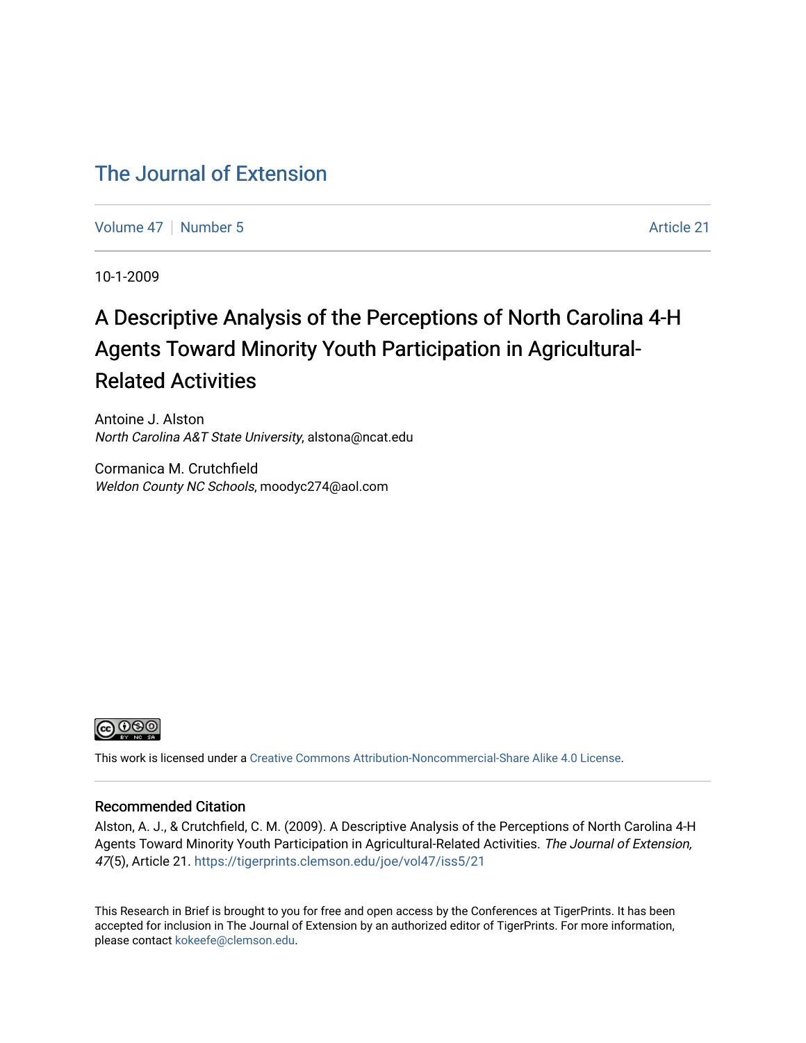# The Journal of Extension

Volume 47 | Number 5 | Article 21

10-1-2009

## A Descriptive Analysis of the Perceptions of North Carolina 4-H Agents Toward Minority Youth Participation in Agricultural-Related Activities

Antoine J. Alston
*North Carolina A&T State University*, alstona@ncat.edu

Cormanica M. Crutchfield
*Weldon County NC Schools*, moodyc274@aol.com

This work is licensed under a Creative Commons Attribution-Noncommercial-Share Alike 4.0 License.

### Recommended Citation

Alston, A. J., & Crutchfield, C. M. (2009). A Descriptive Analysis of the Perceptions of North Carolina 4-H Agents Toward Minority Youth Participation in Agricultural-Related Activities. *The Journal of Extension, 47*(5), Article 21. https://tigerprints.clemson.edu/joe/vol47/iss5/21

This Research in Brief is brought to you for free and open access by the Conferences at TigerPrints. It has been accepted for inclusion in The Journal of Extension by an authorized editor of TigerPrints. For more information, please contact kokeefe@clemson.edu.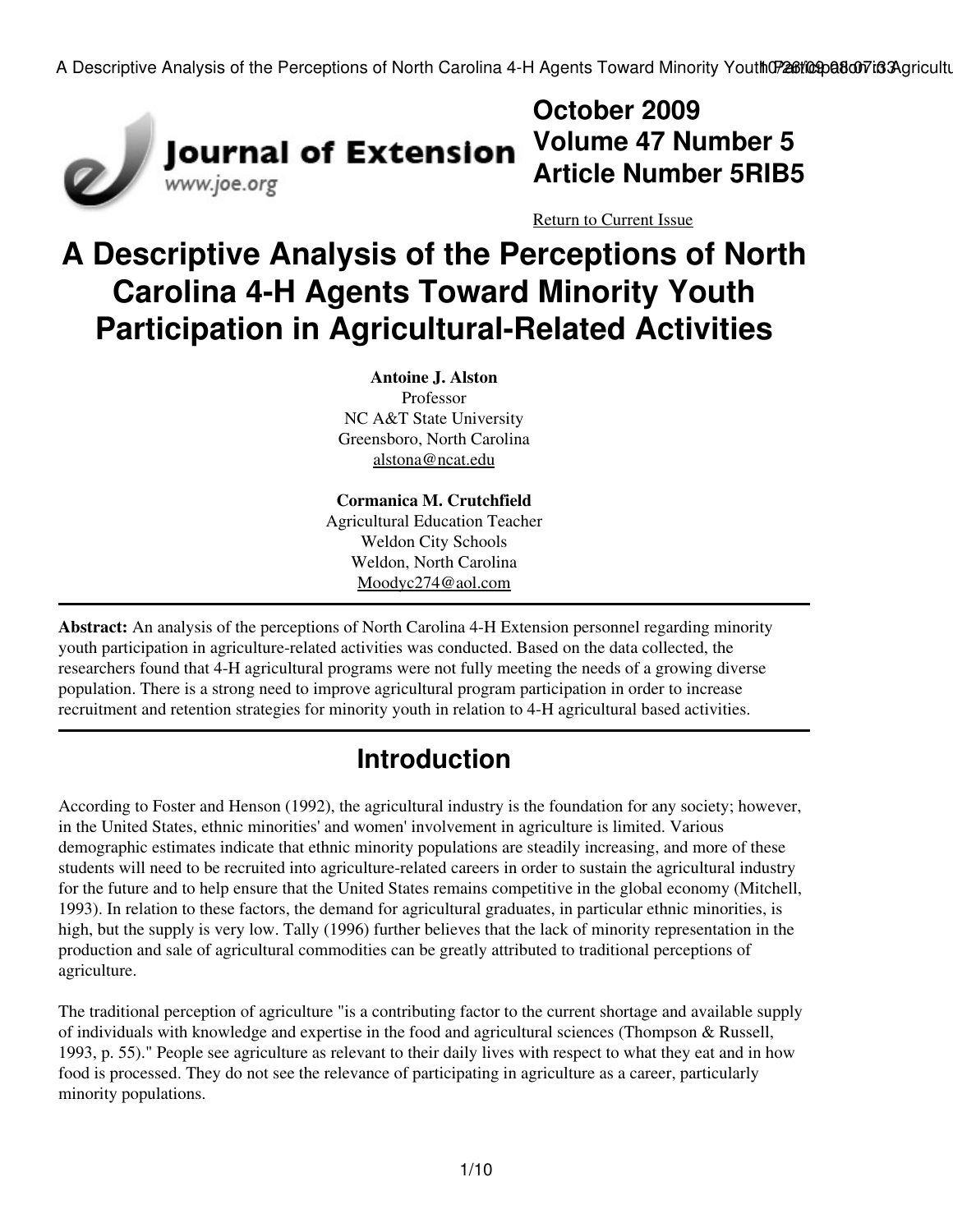October 2009
Volume 47 Number 5
Article Number 5RIB5

Return to Current Issue

# A Descriptive Analysis of the Perceptions of North Carolina 4-H Agents Toward Minority Youth Participation in Agricultural-Related Activities

**Antoine J. Alston**
Professor
NC A&T State University
Greensboro, North Carolina
alstona@ncat.edu

**Cormanica M. Crutchfield**
Agricultural Education Teacher
Weldon City Schools
Weldon, North Carolina
Moodyc274@aol.com

---

**Abstract:** An analysis of the perceptions of North Carolina 4-H Extension personnel regarding minority youth participation in agriculture-related activities was conducted. Based on the data collected, the researchers found that 4-H agricultural programs were not fully meeting the needs of a growing diverse population. There is a strong need to improve agricultural program participation in order to increase recruitment and retention strategies for minority youth in relation to 4-H agricultural based activities.

---

## Introduction

According to Foster and Henson (1992), the agricultural industry is the foundation for any society; however, in the United States, ethnic minorities' and women' involvement in agriculture is limited. Various demographic estimates indicate that ethnic minority populations are steadily increasing, and more of these students will need to be recruited into agriculture-related careers in order to sustain the agricultural industry for the future and to help ensure that the United States remains competitive in the global economy (Mitchell, 1993). In relation to these factors, the demand for agricultural graduates, in particular ethnic minorities, is high, but the supply is very low. Tally (1996) further believes that the lack of minority representation in the production and sale of agricultural commodities can be greatly attributed to traditional perceptions of agriculture.

The traditional perception of agriculture "is a contributing factor to the current shortage and available supply of individuals with knowledge and expertise in the food and agricultural sciences (Thompson & Russell, 1993, p. 55)." People see agriculture as relevant to their daily lives with respect to what they eat and in how food is processed. They do not see the relevance of participating in agriculture as a career, particularly minority populations.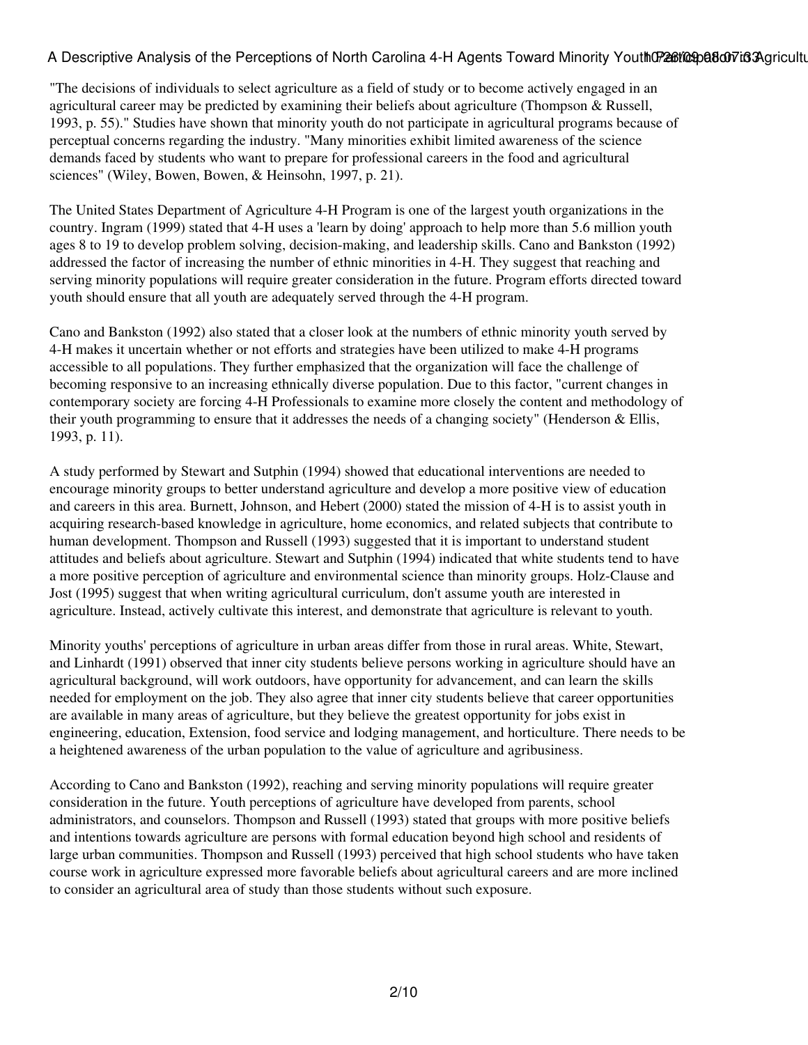"The decisions of individuals to select agriculture as a field of study or to become actively engaged in an agricultural career may be predicted by examining their beliefs about agriculture (Thompson & Russell, 1993, p. 55)." Studies have shown that minority youth do not participate in agricultural programs because of perceptual concerns regarding the industry. "Many minorities exhibit limited awareness of the science demands faced by students who want to prepare for professional careers in the food and agricultural sciences" (Wiley, Bowen, Bowen, & Heinsohn, 1997, p. 21).

The United States Department of Agriculture 4-H Program is one of the largest youth organizations in the country. Ingram (1999) stated that 4-H uses a 'learn by doing' approach to help more than 5.6 million youth ages 8 to 19 to develop problem solving, decision-making, and leadership skills. Cano and Bankston (1992) addressed the factor of increasing the number of ethnic minorities in 4-H. They suggest that reaching and serving minority populations will require greater consideration in the future. Program efforts directed toward youth should ensure that all youth are adequately served through the 4-H program.

Cano and Bankston (1992) also stated that a closer look at the numbers of ethnic minority youth served by 4-H makes it uncertain whether or not efforts and strategies have been utilized to make 4-H programs accessible to all populations. They further emphasized that the organization will face the challenge of becoming responsive to an increasing ethnically diverse population. Due to this factor, "current changes in contemporary society are forcing 4-H Professionals to examine more closely the content and methodology of their youth programming to ensure that it addresses the needs of a changing society" (Henderson & Ellis, 1993, p. 11).

A study performed by Stewart and Sutphin (1994) showed that educational interventions are needed to encourage minority groups to better understand agriculture and develop a more positive view of education and careers in this area. Burnett, Johnson, and Hebert (2000) stated the mission of 4-H is to assist youth in acquiring research-based knowledge in agriculture, home economics, and related subjects that contribute to human development. Thompson and Russell (1993) suggested that it is important to understand student attitudes and beliefs about agriculture. Stewart and Sutphin (1994) indicated that white students tend to have a more positive perception of agriculture and environmental science than minority groups. Holz-Clause and Jost (1995) suggest that when writing agricultural curriculum, don't assume youth are interested in agriculture. Instead, actively cultivate this interest, and demonstrate that agriculture is relevant to youth.

Minority youths' perceptions of agriculture in urban areas differ from those in rural areas. White, Stewart, and Linhardt (1991) observed that inner city students believe persons working in agriculture should have an agricultural background, will work outdoors, have opportunity for advancement, and can learn the skills needed for employment on the job. They also agree that inner city students believe that career opportunities are available in many areas of agriculture, but they believe the greatest opportunity for jobs exist in engineering, education, Extension, food service and lodging management, and horticulture. There needs to be a heightened awareness of the urban population to the value of agriculture and agribusiness.

According to Cano and Bankston (1992), reaching and serving minority populations will require greater consideration in the future. Youth perceptions of agriculture have developed from parents, school administrators, and counselors. Thompson and Russell (1993) stated that groups with more positive beliefs and intentions towards agriculture are persons with formal education beyond high school and residents of large urban communities. Thompson and Russell (1993) perceived that high school students who have taken course work in agriculture expressed more favorable beliefs about agricultural careers and are more inclined to consider an agricultural area of study than those students without such exposure.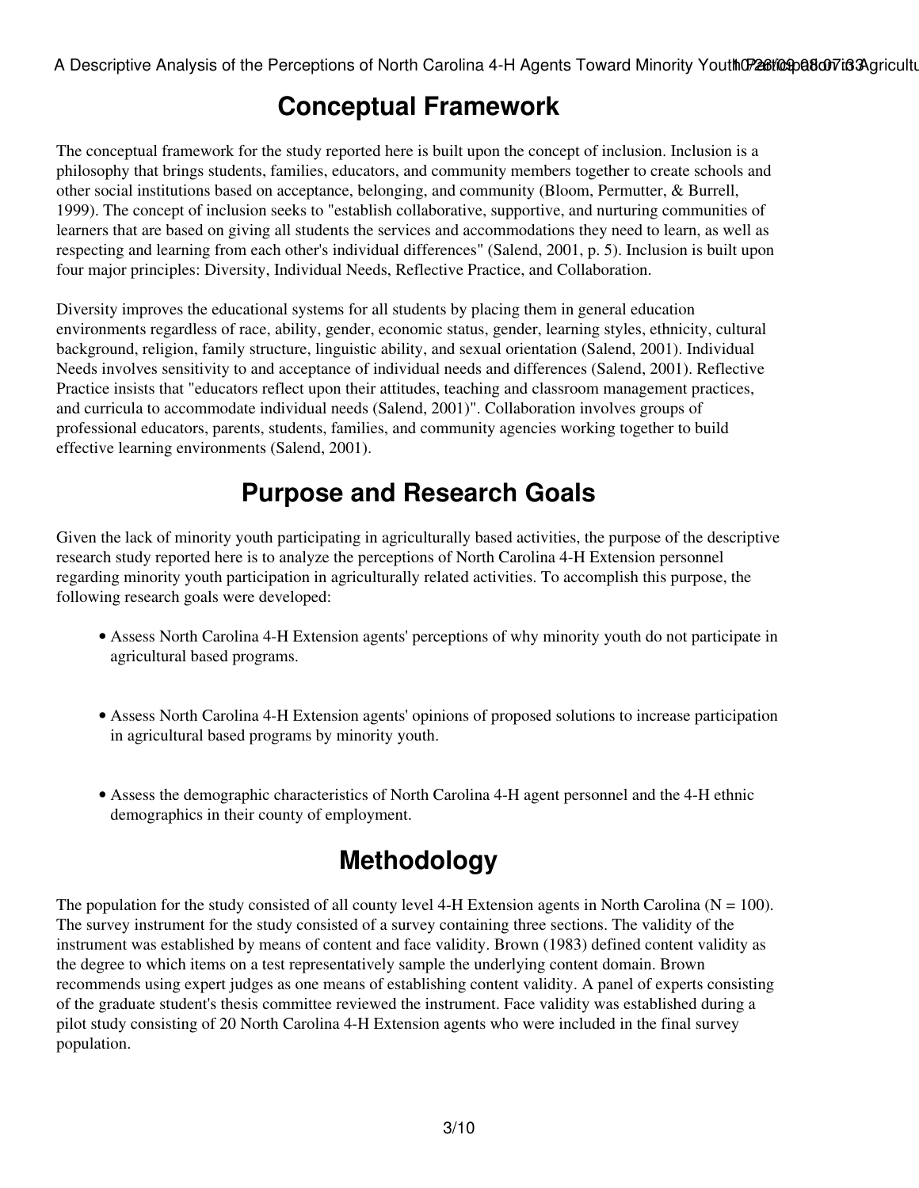## Conceptual Framework

The conceptual framework for the study reported here is built upon the concept of inclusion. Inclusion is a philosophy that brings students, families, educators, and community members together to create schools and other social institutions based on acceptance, belonging, and community (Bloom, Permutter, & Burrell, 1999). The concept of inclusion seeks to "establish collaborative, supportive, and nurturing communities of learners that are based on giving all students the services and accommodations they need to learn, as well as respecting and learning from each other's individual differences" (Salend, 2001, p. 5). Inclusion is built upon four major principles: Diversity, Individual Needs, Reflective Practice, and Collaboration.

Diversity improves the educational systems for all students by placing them in general education environments regardless of race, ability, gender, economic status, gender, learning styles, ethnicity, cultural background, religion, family structure, linguistic ability, and sexual orientation (Salend, 2001). Individual Needs involves sensitivity to and acceptance of individual needs and differences (Salend, 2001). Reflective Practice insists that "educators reflect upon their attitudes, teaching and classroom management practices, and curricula to accommodate individual needs (Salend, 2001)". Collaboration involves groups of professional educators, parents, students, families, and community agencies working together to build effective learning environments (Salend, 2001).

## Purpose and Research Goals

Given the lack of minority youth participating in agriculturally based activities, the purpose of the descriptive research study reported here is to analyze the perceptions of North Carolina 4-H Extension personnel regarding minority youth participation in agriculturally related activities. To accomplish this purpose, the following research goals were developed:

- Assess North Carolina 4-H Extension agents' perceptions of why minority youth do not participate in agricultural based programs.
- Assess North Carolina 4-H Extension agents' opinions of proposed solutions to increase participation in agricultural based programs by minority youth.
- Assess the demographic characteristics of North Carolina 4-H agent personnel and the 4-H ethnic demographics in their county of employment.

## Methodology

The population for the study consisted of all county level 4-H Extension agents in North Carolina ($N = 100$). The survey instrument for the study consisted of a survey containing three sections. The validity of the instrument was established by means of content and face validity. Brown (1983) defined content validity as the degree to which items on a test representatively sample the underlying content domain. Brown recommends using expert judges as one means of establishing content validity. A panel of experts consisting of the graduate student's thesis committee reviewed the instrument. Face validity was established during a pilot study consisting of 20 North Carolina 4-H Extension agents who were included in the final survey population.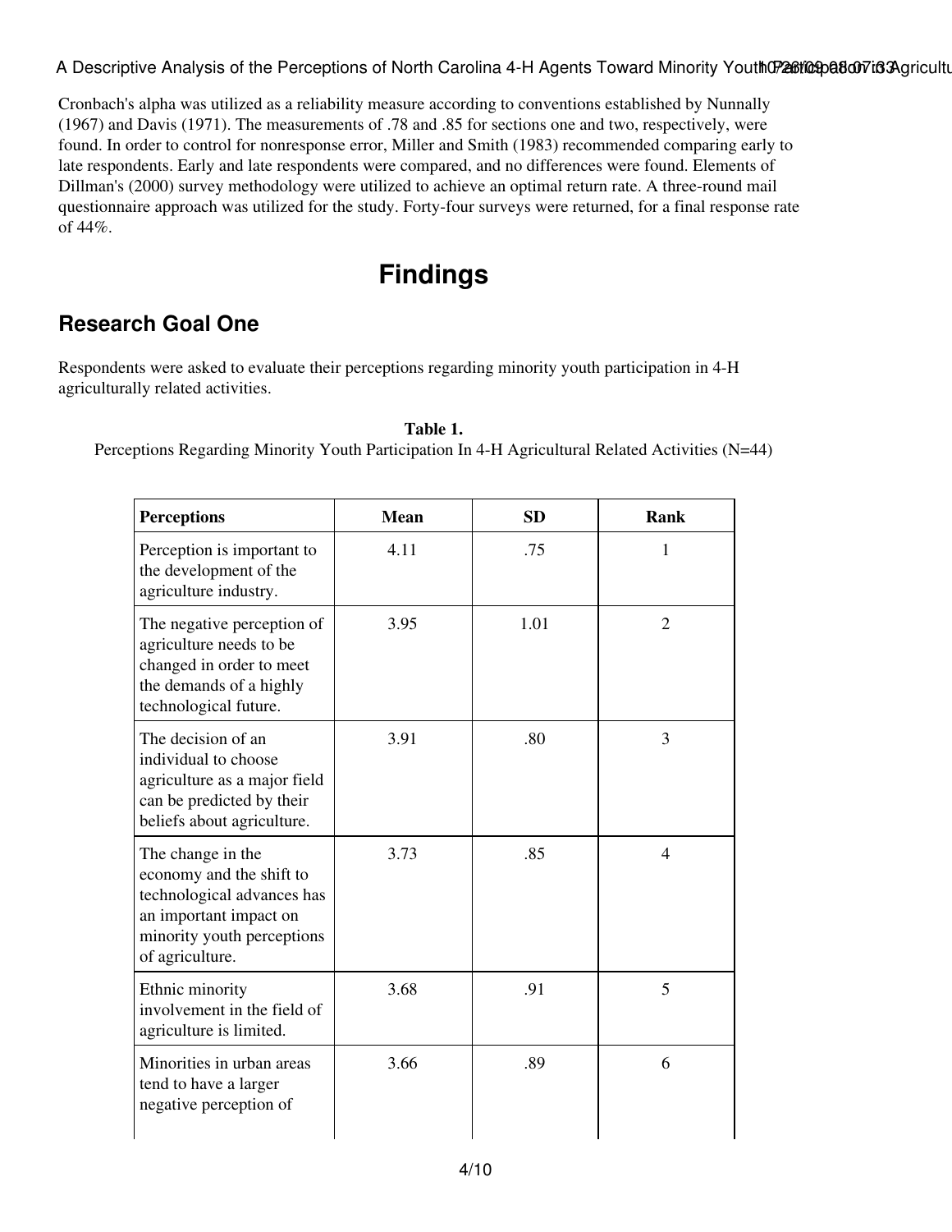Cronbach's alpha was utilized as a reliability measure according to conventions established by Nunnally (1967) and Davis (1971). The measurements of .78 and .85 for sections one and two, respectively, were found. In order to control for nonresponse error, Miller and Smith (1983) recommended comparing early to late respondents. Early and late respondents were compared, and no differences were found. Elements of Dillman's (2000) survey methodology were utilized to achieve an optimal return rate. A three-round mail questionnaire approach was utilized for the study. Forty-four surveys were returned, for a final response rate of 44%.

# Findings

## Research Goal One

Respondents were asked to evaluate their perceptions regarding minority youth participation in 4-H agriculturally related activities.

**Table 1.**
Perceptions Regarding Minority Youth Participation In 4-H Agricultural Related Activities (N=44)

| Perceptions | Mean | SD | Rank |
|---|---|---|---|
| Perception is important to the development of the agriculture industry. | 4.11 | .75 | 1 |
| The negative perception of agriculture needs to be changed in order to meet the demands of a highly technological future. | 3.95 | 1.01 | 2 |
| The decision of an individual to choose agriculture as a major field can be predicted by their beliefs about agriculture. | 3.91 | .80 | 3 |
| The change in the economy and the shift to technological advances has an important impact on minority youth perceptions of agriculture. | 3.73 | .85 | 4 |
| Ethnic minority involvement in the field of agriculture is limited. | 3.68 | .91 | 5 |
| Minorities in urban areas tend to have a larger negative perception of | 3.66 | .89 | 6 |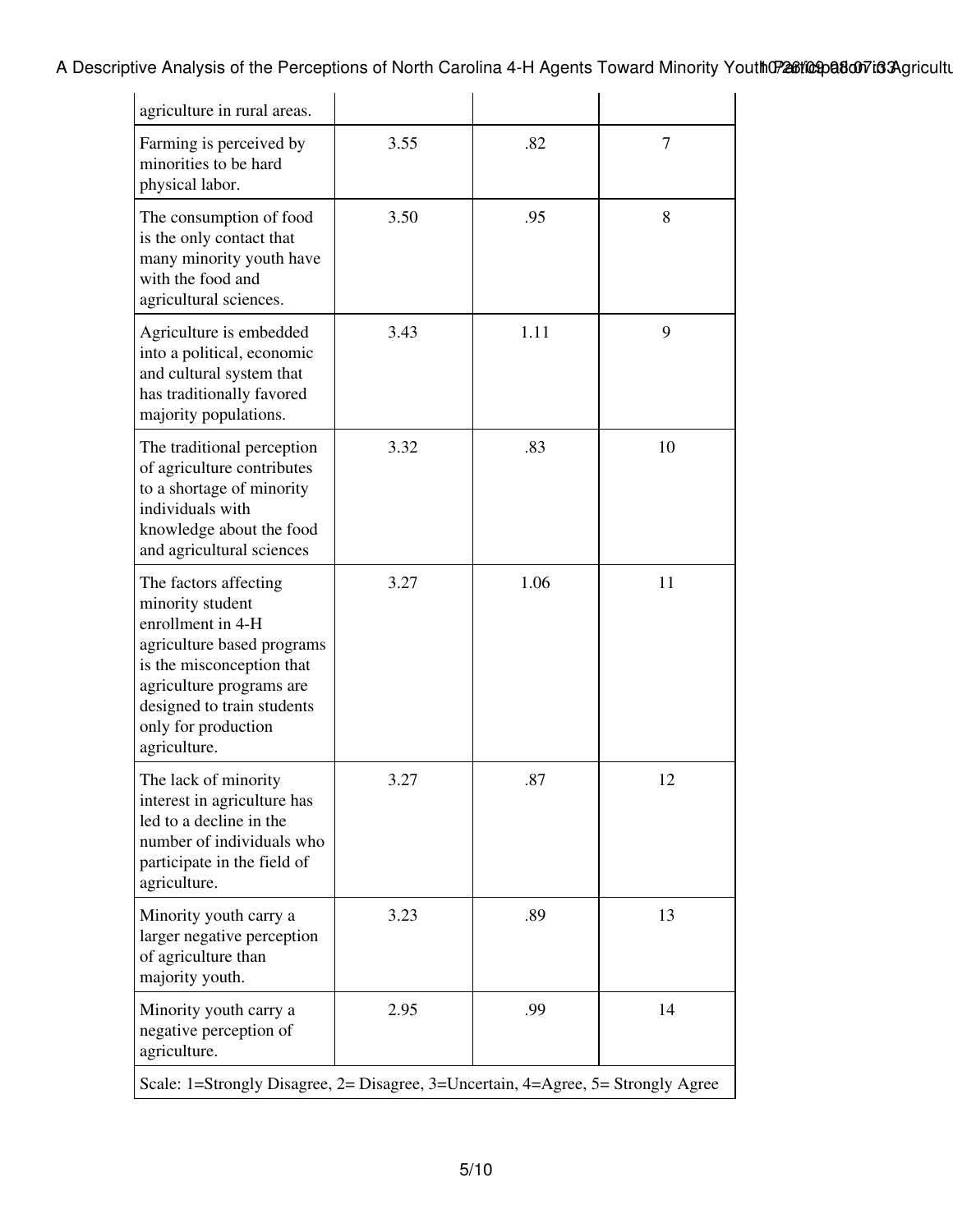| | | | |
|---|---|---|---|
| agriculture in rural areas. | | | |
| Farming is perceived by minorities to be hard physical labor. | 3.55 | .82 | 7 |
| The consumption of food is the only contact that many minority youth have with the food and agricultural sciences. | 3.50 | .95 | 8 |
| Agriculture is embedded into a political, economic and cultural system that has traditionally favored majority populations. | 3.43 | 1.11 | 9 |
| The traditional perception of agriculture contributes to a shortage of minority individuals with knowledge about the food and agricultural sciences | 3.32 | .83 | 10 |
| The factors affecting minority student enrollment in 4-H agriculture based programs is the misconception that agriculture programs are designed to train students only for production agriculture. | 3.27 | 1.06 | 11 |
| The lack of minority interest in agriculture has led to a decline in the number of individuals who participate in the field of agriculture. | 3.27 | .87 | 12 |
| Minority youth carry a larger negative perception of agriculture than majority youth. | 3.23 | .89 | 13 |
| Minority youth carry a negative perception of agriculture. | 2.95 | .99 | 14 |
| Scale: 1=Strongly Disagree, 2= Disagree, 3=Uncertain, 4=Agree, 5= Strongly Agree | | | |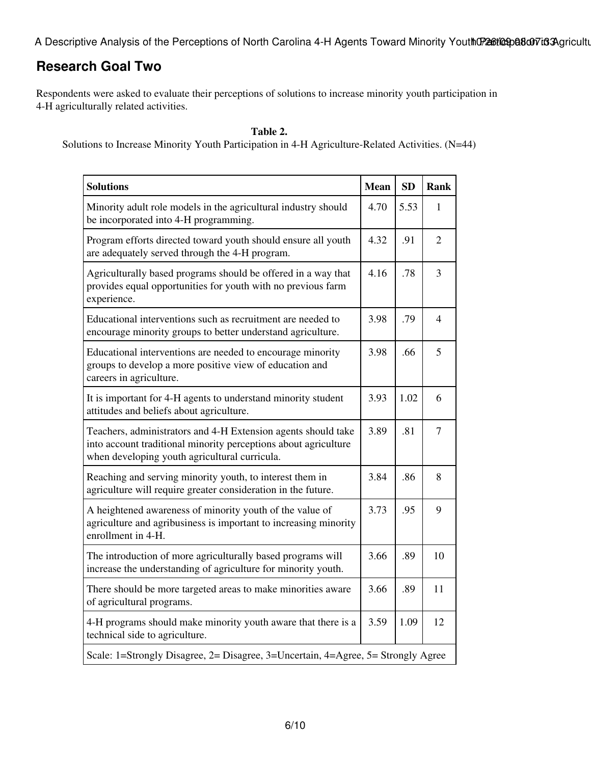## Research Goal Two

Respondents were asked to evaluate their perceptions of solutions to increase minority youth participation in 4-H agriculturally related activities.

**Table 2.**
Solutions to Increase Minority Youth Participation in 4-H Agriculture-Related Activities. (N=44)

| Solutions | Mean | SD | Rank |
|---|---|---|---|
| Minority adult role models in the agricultural industry should be incorporated into 4-H programming. | 4.70 | 5.53 | 1 |
| Program efforts directed toward youth should ensure all youth are adequately served through the 4-H program. | 4.32 | .91 | 2 |
| Agriculturally based programs should be offered in a way that provides equal opportunities for youth with no previous farm experience. | 4.16 | .78 | 3 |
| Educational interventions such as recruitment are needed to encourage minority groups to better understand agriculture. | 3.98 | .79 | 4 |
| Educational interventions are needed to encourage minority groups to develop a more positive view of education and careers in agriculture. | 3.98 | .66 | 5 |
| It is important for 4-H agents to understand minority student attitudes and beliefs about agriculture. | 3.93 | 1.02 | 6 |
| Teachers, administrators and 4-H Extension agents should take into account traditional minority perceptions about agriculture when developing youth agricultural curricula. | 3.89 | .81 | 7 |
| Reaching and serving minority youth, to interest them in agriculture will require greater consideration in the future. | 3.84 | .86 | 8 |
| A heightened awareness of minority youth of the value of agriculture and agribusiness is important to increasing minority enrollment in 4-H. | 3.73 | .95 | 9 |
| The introduction of more agriculturally based programs will increase the understanding of agriculture for minority youth. | 3.66 | .89 | 10 |
| There should be more targeted areas to make minorities aware of agricultural programs. | 3.66 | .89 | 11 |
| 4-H programs should make minority youth aware that there is a technical side to agriculture. | 3.59 | 1.09 | 12 |
| Scale: 1=Strongly Disagree, 2= Disagree, 3=Uncertain, 4=Agree, 5= Strongly Agree | | | |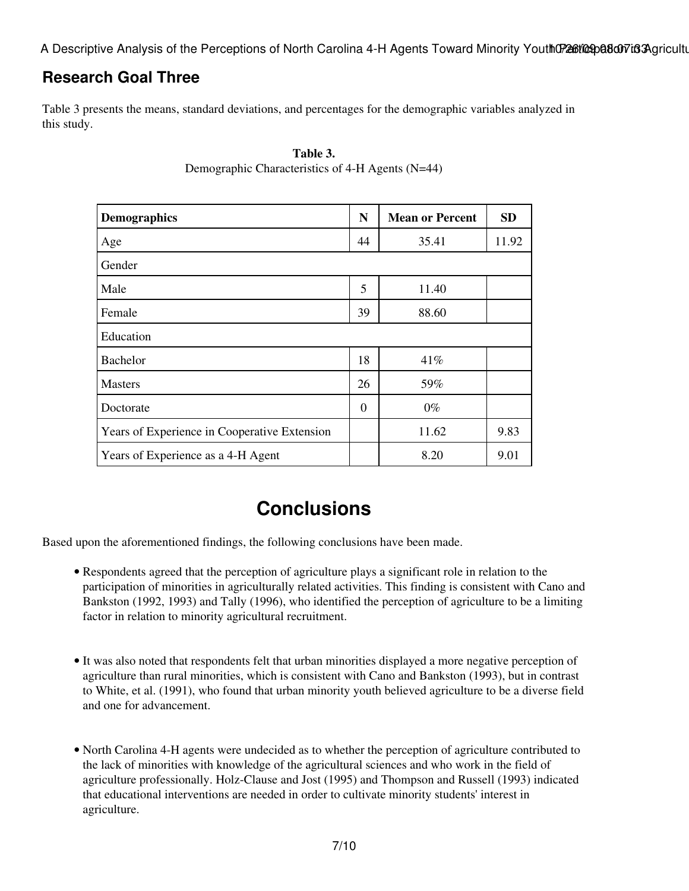## Research Goal Three

Table 3 presents the means, standard deviations, and percentages for the demographic variables analyzed in this study.

**Table 3.**
Demographic Characteristics of 4-H Agents (N=44)

| Demographics | N | Mean or Percent | SD |
|---|---|---|---|
| Age | 44 | 35.41 | 11.92 |
| Gender | | | |
| Male | 5 | 11.40 | |
| Female | 39 | 88.60 | |
| Education | | | |
| Bachelor | 18 | 41% | |
| Masters | 26 | 59% | |
| Doctorate | 0 | 0% | |
| Years of Experience in Cooperative Extension | | 11.62 | 9.83 |
| Years of Experience as a 4-H Agent | | 8.20 | 9.01 |

# Conclusions

Based upon the aforementioned findings, the following conclusions have been made.

- Respondents agreed that the perception of agriculture plays a significant role in relation to the participation of minorities in agriculturally related activities. This finding is consistent with Cano and Bankston (1992, 1993) and Tally (1996), who identified the perception of agriculture to be a limiting factor in relation to minority agricultural recruitment.

- It was also noted that respondents felt that urban minorities displayed a more negative perception of agriculture than rural minorities, which is consistent with Cano and Bankston (1993), but in contrast to White, et al. (1991), who found that urban minority youth believed agriculture to be a diverse field and one for advancement.

- North Carolina 4-H agents were undecided as to whether the perception of agriculture contributed to the lack of minorities with knowledge of the agricultural sciences and who work in the field of agriculture professionally. Holz-Clause and Jost (1995) and Thompson and Russell (1993) indicated that educational interventions are needed in order to cultivate minority students' interest in agriculture.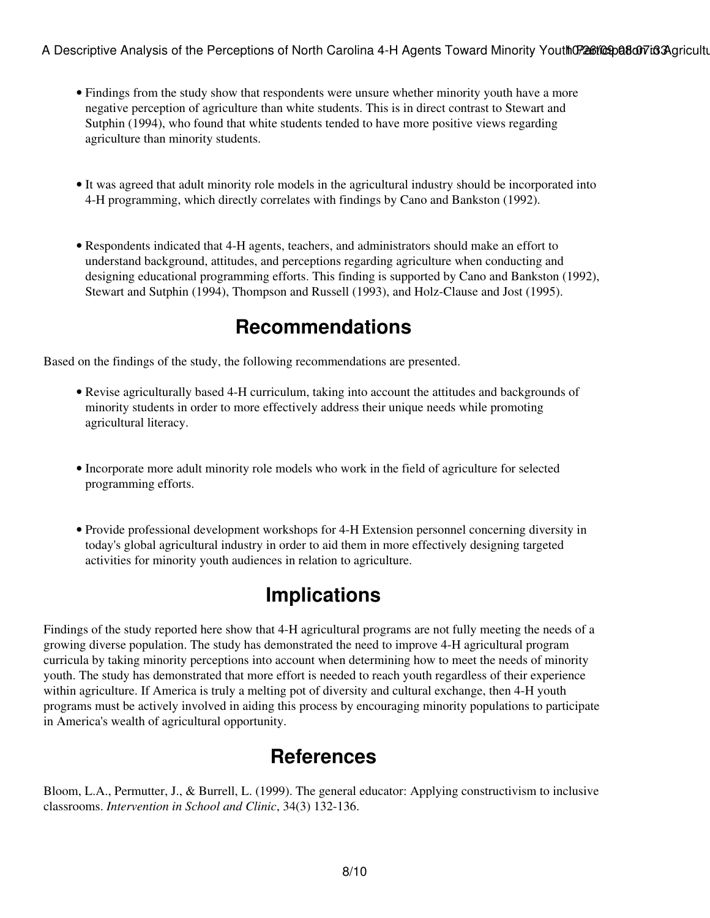- Findings from the study show that respondents were unsure whether minority youth have a more negative perception of agriculture than white students. This is in direct contrast to Stewart and Sutphin (1994), who found that white students tended to have more positive views regarding agriculture than minority students.

- It was agreed that adult minority role models in the agricultural industry should be incorporated into 4-H programming, which directly correlates with findings by Cano and Bankston (1992).

- Respondents indicated that 4-H agents, teachers, and administrators should make an effort to understand background, attitudes, and perceptions regarding agriculture when conducting and designing educational programming efforts. This finding is supported by Cano and Bankston (1992), Stewart and Sutphin (1994), Thompson and Russell (1993), and Holz-Clause and Jost (1995).

## Recommendations

Based on the findings of the study, the following recommendations are presented.

- Revise agriculturally based 4-H curriculum, taking into account the attitudes and backgrounds of minority students in order to more effectively address their unique needs while promoting agricultural literacy.

- Incorporate more adult minority role models who work in the field of agriculture for selected programming efforts.

- Provide professional development workshops for 4-H Extension personnel concerning diversity in today's global agricultural industry in order to aid them in more effectively designing targeted activities for minority youth audiences in relation to agriculture.

## Implications

Findings of the study reported here show that 4-H agricultural programs are not fully meeting the needs of a growing diverse population. The study has demonstrated the need to improve 4-H agricultural program curricula by taking minority perceptions into account when determining how to meet the needs of minority youth. The study has demonstrated that more effort is needed to reach youth regardless of their experience within agriculture. If America is truly a melting pot of diversity and cultural exchange, then 4-H youth programs must be actively involved in aiding this process by encouraging minority populations to participate in America's wealth of agricultural opportunity.

## References

Bloom, L.A., Permutter, J., & Burrell, L. (1999). The general educator: Applying constructivism to inclusive classrooms. *Intervention in School and Clinic*, 34(3) 132-136.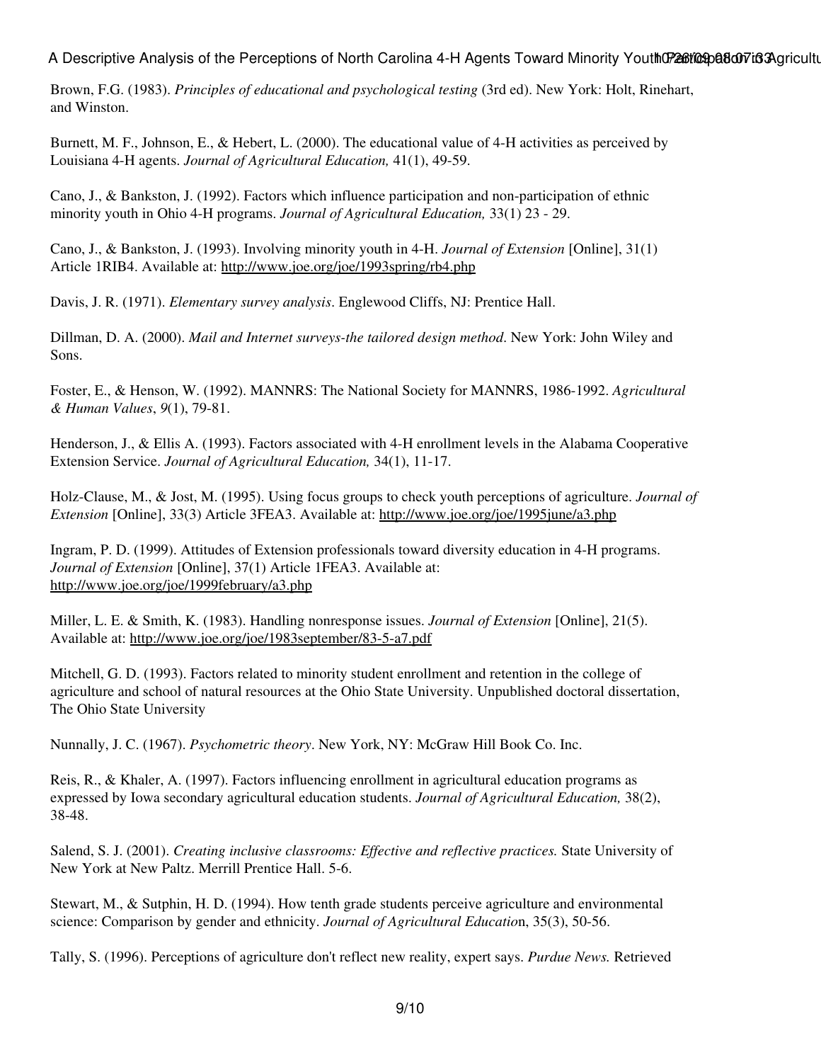Brown, F.G. (1983). *Principles of educational and psychological testing* (3rd ed). New York: Holt, Rinehart, and Winston.

Burnett, M. F., Johnson, E., & Hebert, L. (2000). The educational value of 4-H activities as perceived by Louisiana 4-H agents. *Journal of Agricultural Education,* 41(1), 49-59.

Cano, J., & Bankston, J. (1992). Factors which influence participation and non-participation of ethnic minority youth in Ohio 4-H programs. *Journal of Agricultural Education,* 33(1) 23 - 29.

Cano, J., & Bankston, J. (1993). Involving minority youth in 4-H. *Journal of Extension* [Online], 31(1) Article 1RIB4. Available at: http://www.joe.org/joe/1993spring/rb4.php

Davis, J. R. (1971). *Elementary survey analysis*. Englewood Cliffs, NJ: Prentice Hall.

Dillman, D. A. (2000). *Mail and Internet surveys-the tailored design method*. New York: John Wiley and Sons.

Foster, E., & Henson, W. (1992). MANNRS: The National Society for MANNRS, 1986-1992. *Agricultural & Human Values*, *9*(1), 79-81.

Henderson, J., & Ellis A. (1993). Factors associated with 4-H enrollment levels in the Alabama Cooperative Extension Service. *Journal of Agricultural Education,* 34(1), 11-17.

Holz-Clause, M., & Jost, M. (1995). Using focus groups to check youth perceptions of agriculture. *Journal of Extension* [Online], 33(3) Article 3FEA3. Available at: http://www.joe.org/joe/1995june/a3.php

Ingram, P. D. (1999). Attitudes of Extension professionals toward diversity education in 4-H programs. *Journal of Extension* [Online], 37(1) Article 1FEA3. Available at: http://www.joe.org/joe/1999february/a3.php

Miller, L. E. & Smith, K. (1983). Handling nonresponse issues. *Journal of Extension* [Online], 21(5). Available at: http://www.joe.org/joe/1983september/83-5-a7.pdf

Mitchell, G. D. (1993). Factors related to minority student enrollment and retention in the college of agriculture and school of natural resources at the Ohio State University. Unpublished doctoral dissertation, The Ohio State University

Nunnally, J. C. (1967). *Psychometric theory*. New York, NY: McGraw Hill Book Co. Inc.

Reis, R., & Khaler, A. (1997). Factors influencing enrollment in agricultural education programs as expressed by Iowa secondary agricultural education students. *Journal of Agricultural Education,* 38(2), 38-48.

Salend, S. J. (2001). *Creating inclusive classrooms: Effective and reflective practices.* State University of New York at New Paltz. Merrill Prentice Hall. 5-6.

Stewart, M., & Sutphin, H. D. (1994). How tenth grade students perceive agriculture and environmental science: Comparison by gender and ethnicity. *Journal of Agricultural Educatio*n, 35(3), 50-56.

Tally, S. (1996). Perceptions of agriculture don't reflect new reality, expert says. *Purdue News.* Retrieved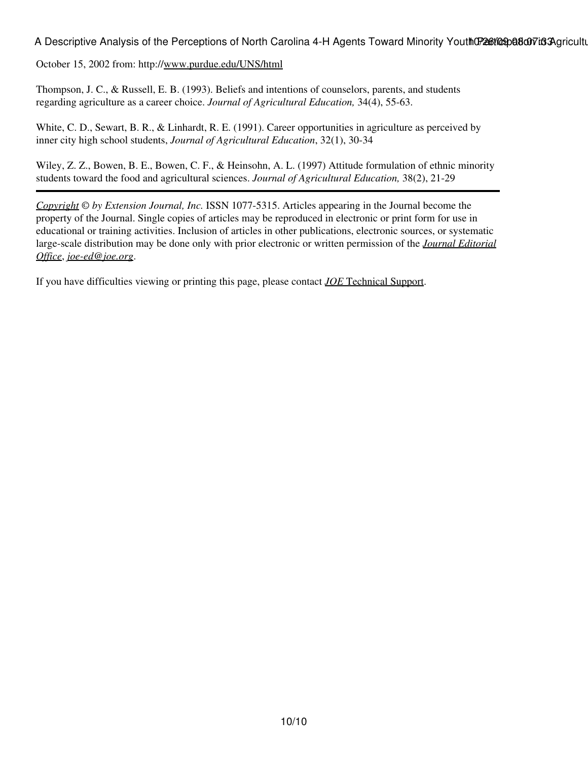October 15, 2002 from: http://www.purdue.edu/UNS/html

Thompson, J. C., & Russell, E. B. (1993). Beliefs and intentions of counselors, parents, and students regarding agriculture as a career choice. *Journal of Agricultural Education,* 34(4), 55-63.

White, C. D., Sewart, B. R., & Linhardt, R. E. (1991). Career opportunities in agriculture as perceived by inner city high school students, *Journal of Agricultural Education*, 32(1), 30-34

Wiley, Z. Z., Bowen, B. E., Bowen, C. F., & Heinsohn, A. L. (1997) Attitude formulation of ethnic minority students toward the food and agricultural sciences. *Journal of Agricultural Education,* 38(2), 21-29

---

*Copyright © by Extension Journal, Inc.* ISSN 1077-5315. Articles appearing in the Journal become the property of the Journal. Single copies of articles may be reproduced in electronic or print form for use in educational or training activities. Inclusion of articles in other publications, electronic sources, or systematic large-scale distribution may be done only with prior electronic or written permission of the *Journal Editorial Office*, *joe-ed@joe.org*.

If you have difficulties viewing or printing this page, please contact *JOE* Technical Support.